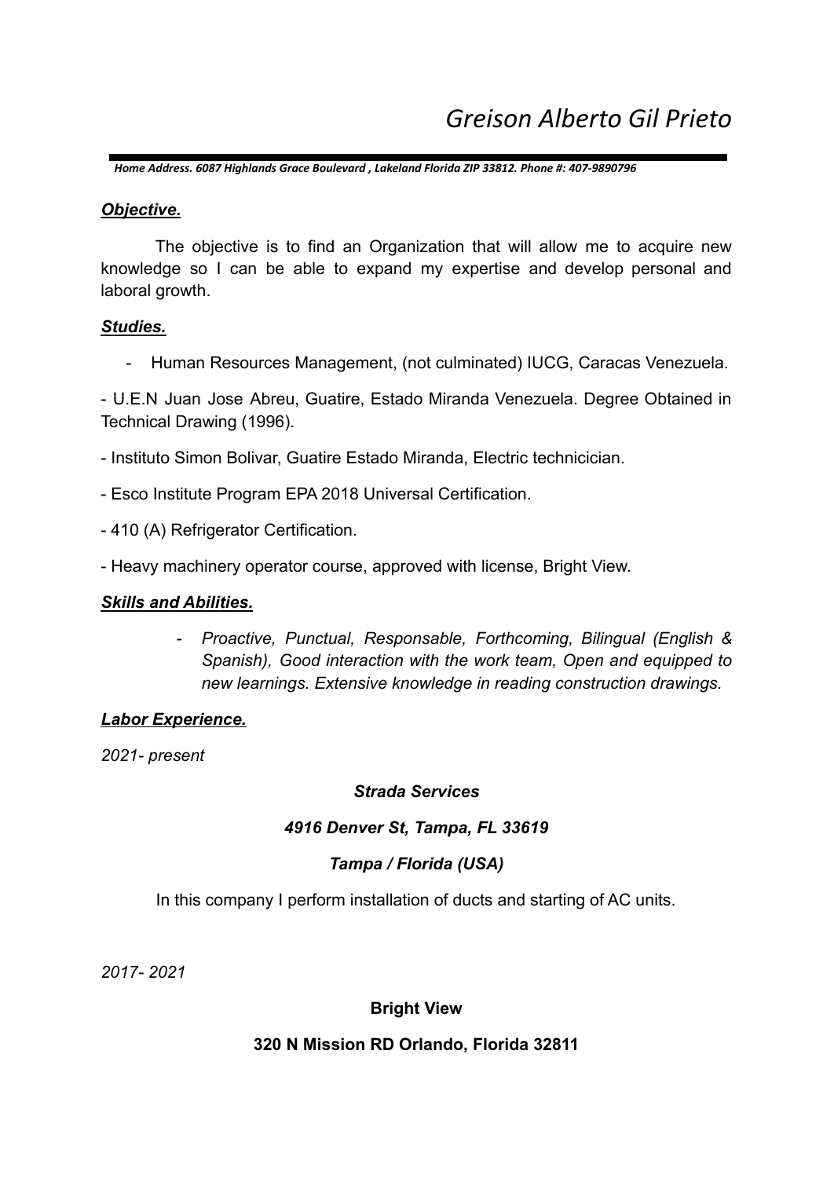# *Greison Alberto Gil Prieto*

***Home Address. 6087 Highlands Grace Boulevard , Lakeland Florida ZIP 33812. Phone #: 407-9890796***

## ***Objective.***

The objective is to find an Organization that will allow me to acquire new knowledge so I can be able to expand my expertise and develop personal and laboral growth.

## ***Studies.***

- Human Resources Management, (not culminated) IUCG, Caracas Venezuela.

- U.E.N Juan Jose Abreu, Guatire, Estado Miranda Venezuela. Degree Obtained in Technical Drawing (1996).

- Instituto Simon Bolivar, Guatire Estado Miranda, Electric technicician.

- Esco Institute Program EPA 2018 Universal Certification.

- 410 (A) Refrigerator Certification.

- Heavy machinery operator course, approved with license, Bright View.

## ***Skills and Abilities.***

- *Proactive, Punctual, Responsable, Forthcoming, Bilingual (English & Spanish), Good interaction with the work team, Open and equipped to new learnings. Extensive knowledge in reading construction drawings.*

## ***Labor Experience.***

*2021- present*

***Strada Services***

***4916 Denver St, Tampa, FL 33619***

***Tampa / Florida (USA)***

In this company I perform installation of ducts and starting of AC units.

*2017- 2021*

**Bright View**

**320 N Mission RD Orlando, Florida 32811**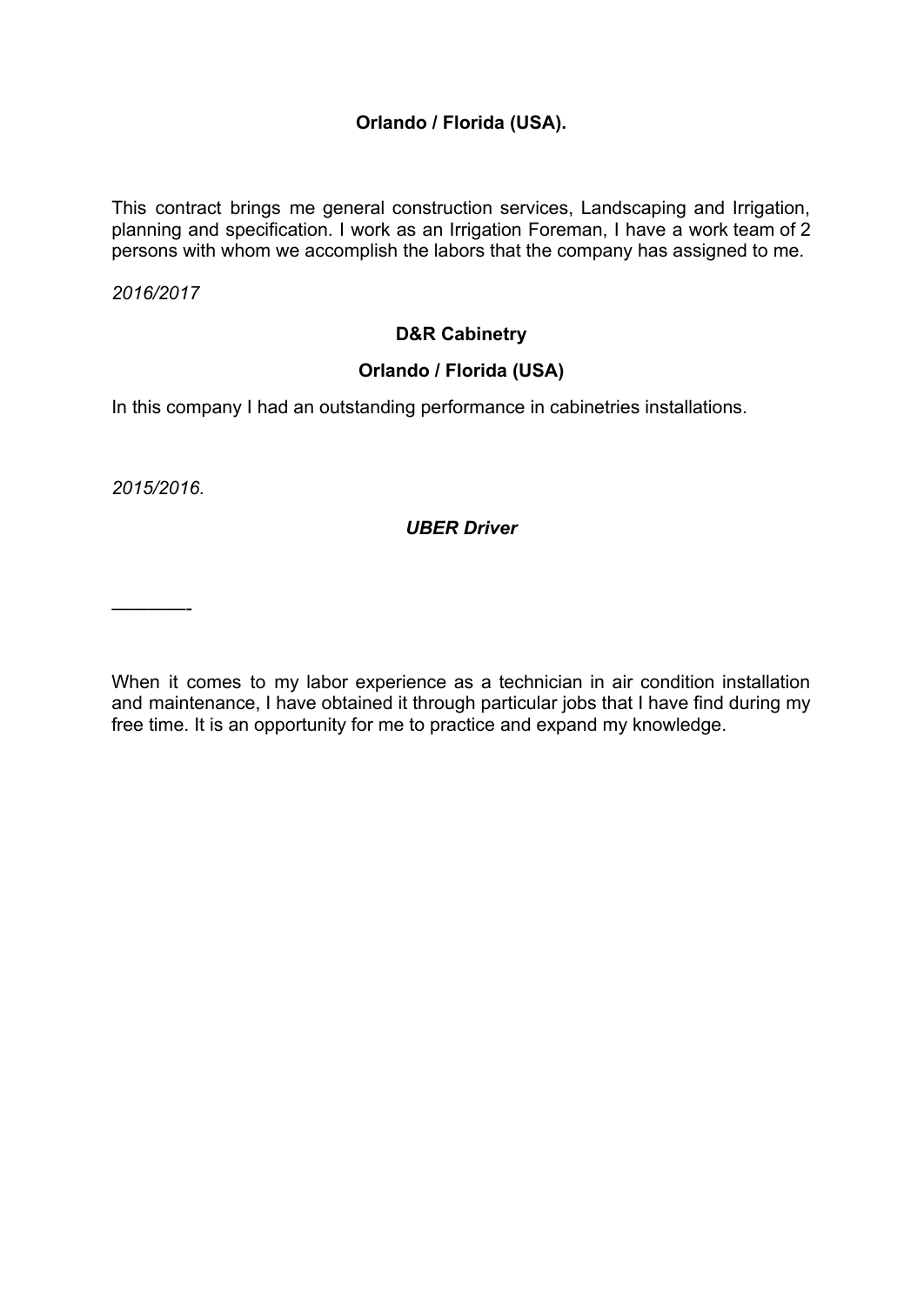**Orlando / Florida (USA).**

This contract brings me general construction services, Landscaping and Irrigation, planning and specification. I work as an Irrigation Foreman, I have a work team of 2 persons with whom we accomplish the labors that the company has assigned to me.

*2016/2017*

**D&R Cabinetry**

**Orlando / Florida (USA)**

In this company I had an outstanding performance in cabinetries installations.

*2015/2016.*

***UBER Driver***

________-

When it comes to my labor experience as a technician in air condition installation and maintenance, I have obtained it through particular jobs that I have find during my free time. It is an opportunity for me to practice and expand my knowledge.